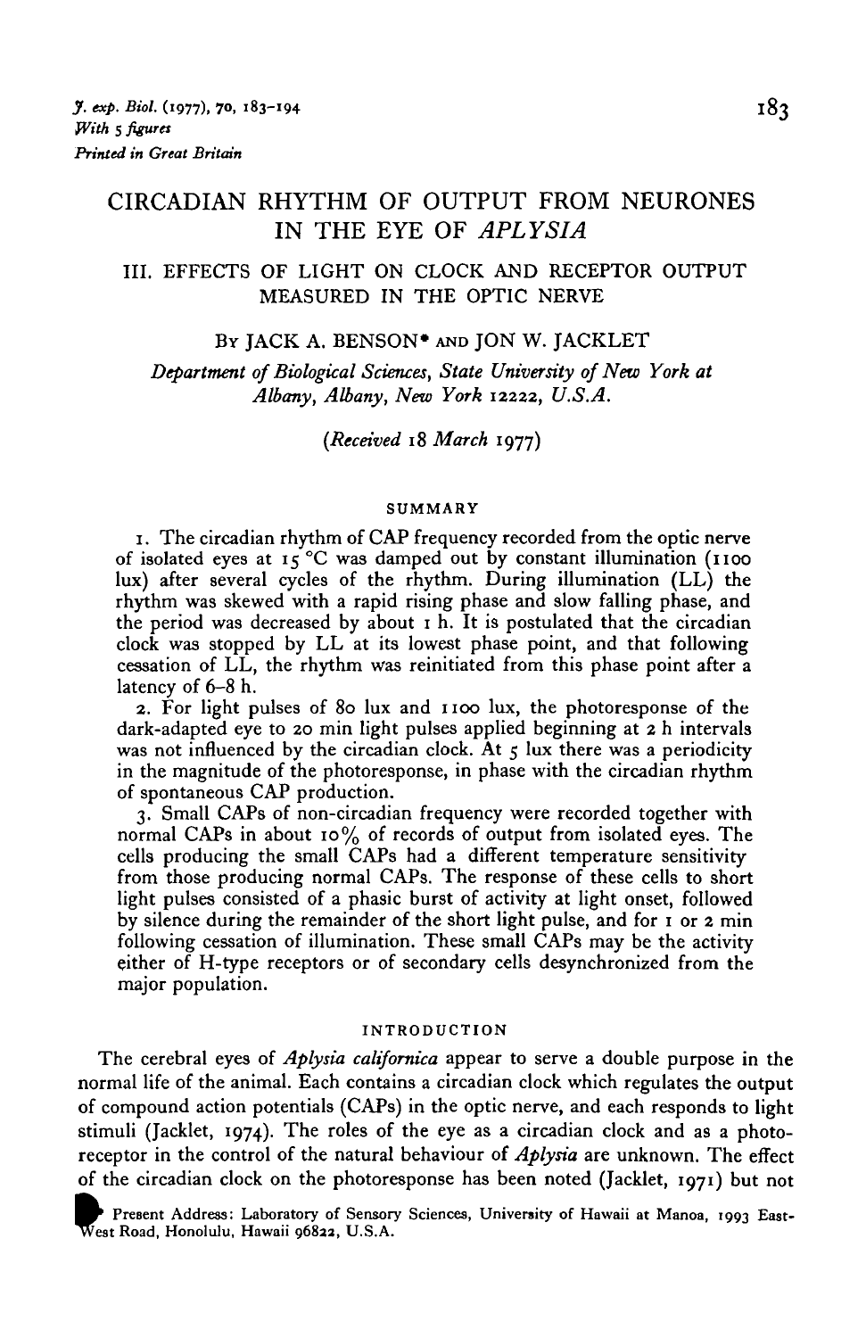# CIRCADIAN RHYTHM OF OUTPUT FROM NEURONES IN THE EYE OF *APLYSIA*

## III. EFFECTS OF LIGHT ON CLOCK AND RECEPTOR OUTPUT MEASURED IN THE OPTIC NERVE

By JACK A. BENSON* AND JON W. JACKLET

*Department of Biological Sciences, State University of New York at Albany, Albany, New York 12222, U.S.A.*

(*Received* 18 *March* 1977)

### SUMMARY

1. The circadian rhythm of CAP frequency recorded from the optic nerve of isolated eyes at 15 °C was damped out by constant illumination (1100 lux) after several cycles of the rhythm. During illumination (LL) the rhythm was skewed with a rapid rising phase and slow falling phase, and the period was decreased by about 1 h. It is postulated that the circadian clock was stopped by LL at its lowest phase point, and that following cessation of LL, the rhythm was reinitiated from this phase point after a latency of 6–8 h.

2. For light pulses of 80 lux and 1100 lux, the photoresponse of the dark-adapted eye to 20 min light pulses applied beginning at 2 h intervals was not influenced by the circadian clock. At 5 lux there was a periodicity in the magnitude of the photoresponse, in phase with the circadian rhythm of spontaneous CAP production.

3. Small CAPs of non-circadian frequency were recorded together with normal CAPs in about 10% of records of output from isolated eyes. The cells producing the small CAPs had a different temperature sensitivity from those producing normal CAPs. The response of these cells to short light pulses consisted of a phasic burst of activity at light onset, followed by silence during the remainder of the short light pulse, and for 1 or 2 min following cessation of illumination. These small CAPs may be the activity either of H-type receptors or of secondary cells desynchronized from the major population.

### INTRODUCTION

The cerebral eyes of *Aplysia californica* appear to serve a double purpose in the normal life of the animal. Each contains a circadian clock which regulates the output of compound action potentials (CAPs) in the optic nerve, and each responds to light stimuli (Jacklet, 1974). The roles of the eye as a circadian clock and as a photoreceptor in the control of the natural behaviour of *Aplysia* are unknown. The effect of the circadian clock on the photoresponse has been noted (Jacklet, 1971) but not

* Present Address: Laboratory of Sensory Sciences, University of Hawaii at Manoa, 1993 East-West Road, Honolulu, Hawaii 96822, U.S.A.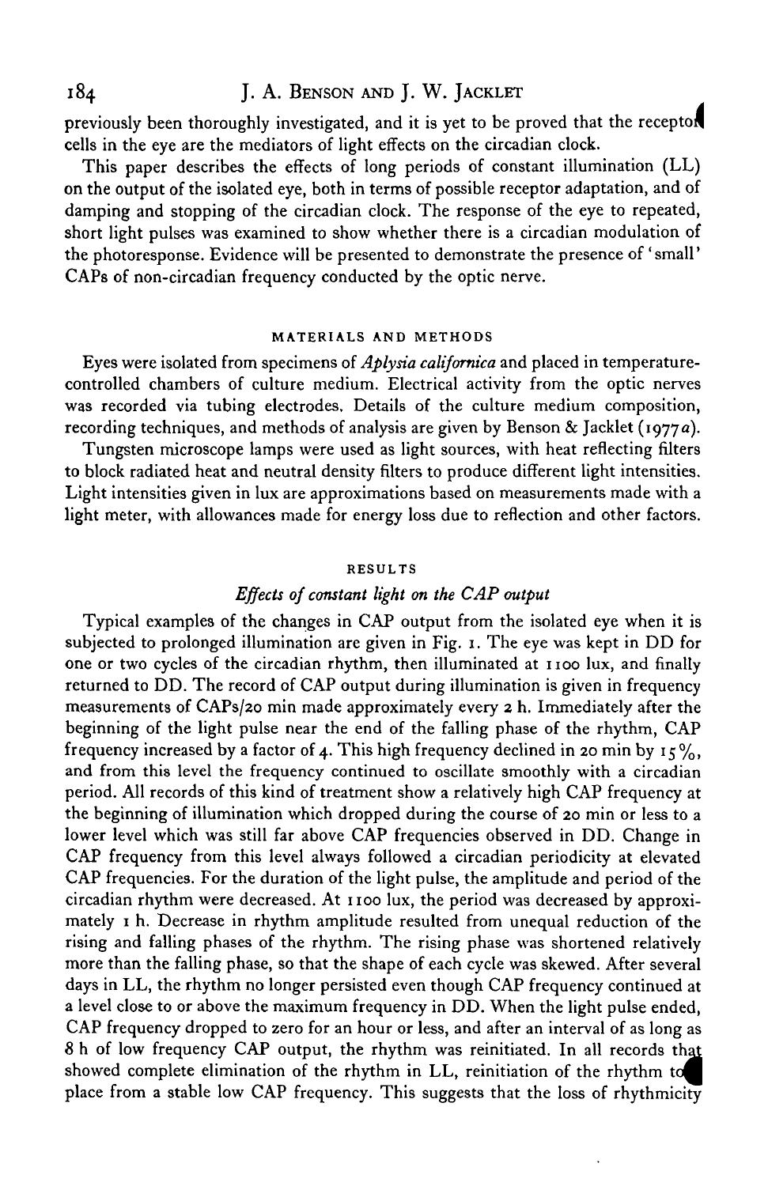previously been thoroughly investigated, and it is yet to be proved that the receptor cells in the eye are the mediators of light effects on the circadian clock.

This paper describes the effects of long periods of constant illumination (LL) on the output of the isolated eye, both in terms of possible receptor adaptation, and of damping and stopping of the circadian clock. The response of the eye to repeated, short light pulses was examined to show whether there is a circadian modulation of the photoresponse. Evidence will be presented to demonstrate the presence of 'small' CAPs of non-circadian frequency conducted by the optic nerve.

## MATERIALS AND METHODS

Eyes were isolated from specimens of *Aplysia californica* and placed in temperature-controlled chambers of culture medium. Electrical activity from the optic nerves was recorded via tubing electrodes. Details of the culture medium composition, recording techniques, and methods of analysis are given by Benson & Jacklet (1977*a*).

Tungsten microscope lamps were used as light sources, with heat reflecting filters to block radiated heat and neutral density filters to produce different light intensities. Light intensities given in lux are approximations based on measurements made with a light meter, with allowances made for energy loss due to reflection and other factors.

## RESULTS

### *Effects of constant light on the CAP output*

Typical examples of the changes in CAP output from the isolated eye when it is subjected to prolonged illumination are given in Fig. 1. The eye was kept in DD for one or two cycles of the circadian rhythm, then illuminated at 1100 lux, and finally returned to DD. The record of CAP output during illumination is given in frequency measurements of CAPs/20 min made approximately every 2 h. Immediately after the beginning of the light pulse near the end of the falling phase of the rhythm, CAP frequency increased by a factor of 4. This high frequency declined in 20 min by 15%, and from this level the frequency continued to oscillate smoothly with a circadian period. All records of this kind of treatment show a relatively high CAP frequency at the beginning of illumination which dropped during the course of 20 min or less to a lower level which was still far above CAP frequencies observed in DD. Change in CAP frequency from this level always followed a circadian periodicity at elevated CAP frequencies. For the duration of the light pulse, the amplitude and period of the circadian rhythm were decreased. At 1100 lux, the period was decreased by approximately 1 h. Decrease in rhythm amplitude resulted from unequal reduction of the rising and falling phases of the rhythm. The rising phase was shortened relatively more than the falling phase, so that the shape of each cycle was skewed. After several days in LL, the rhythm no longer persisted even though CAP frequency continued at a level close to or above the maximum frequency in DD. When the light pulse ended, CAP frequency dropped to zero for an hour or less, and after an interval of as long as 8 h of low frequency CAP output, the rhythm was reinitiated. In all records that showed complete elimination of the rhythm in LL, reinitiation of the rhythm took place from a stable low CAP frequency. This suggests that the loss of rhythmicity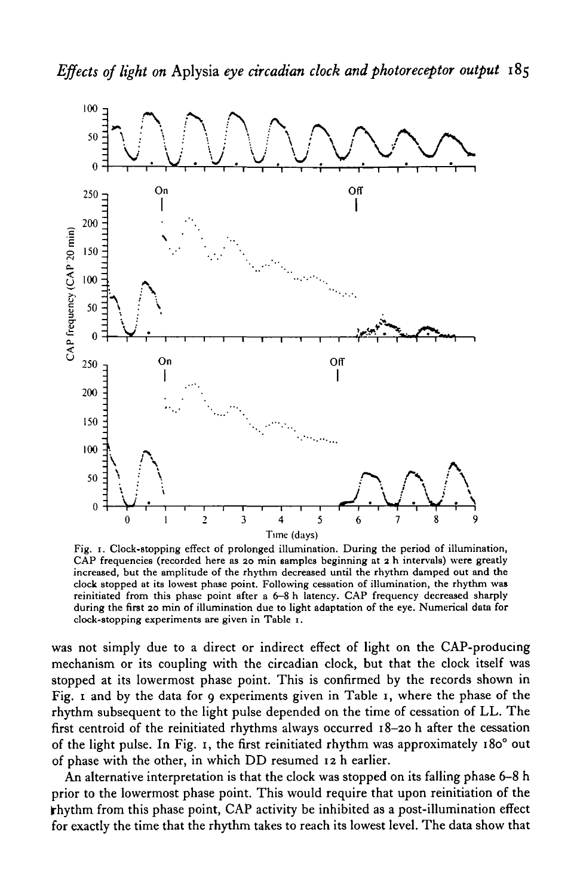Fig. 1. Clock-stopping effect of prolonged illumination. During the period of illumination, CAP frequencies (recorded here as 20 min samples beginning at 2 h intervals) were greatly increased, but the amplitude of the rhythm decreased until the rhythm damped out and the clock stopped at its lowest phase point. Following cessation of illumination, the rhythm was reinitiated from this phase point after a 6–8 h latency. CAP frequency decreased sharply during the first 20 min of illumination due to light adaptation of the eye. Numerical data for clock-stopping experiments are given in Table 1.

was not simply due to a direct or indirect effect of light on the CAP-producing mechanism or its coupling with the circadian clock, but that the clock itself was stopped at its lowermost phase point. This is confirmed by the records shown in Fig. 1 and by the data for 9 experiments given in Table 1, where the phase of the rhythm subsequent to the light pulse depended on the time of cessation of LL. The first centroid of the reinitiated rhythms always occurred 18–20 h after the cessation of the light pulse. In Fig. 1, the first reinitiated rhythm was approximately 180° out of phase with the other, in which DD resumed 12 h earlier.

An alternative interpretation is that the clock was stopped on its falling phase 6–8 h prior to the lowermost phase point. This would require that upon reinitiation of the rhythm from this phase point, CAP activity be inhibited as a post-illumination effect for exactly the time that the rhythm takes to reach its lowest level. The data show that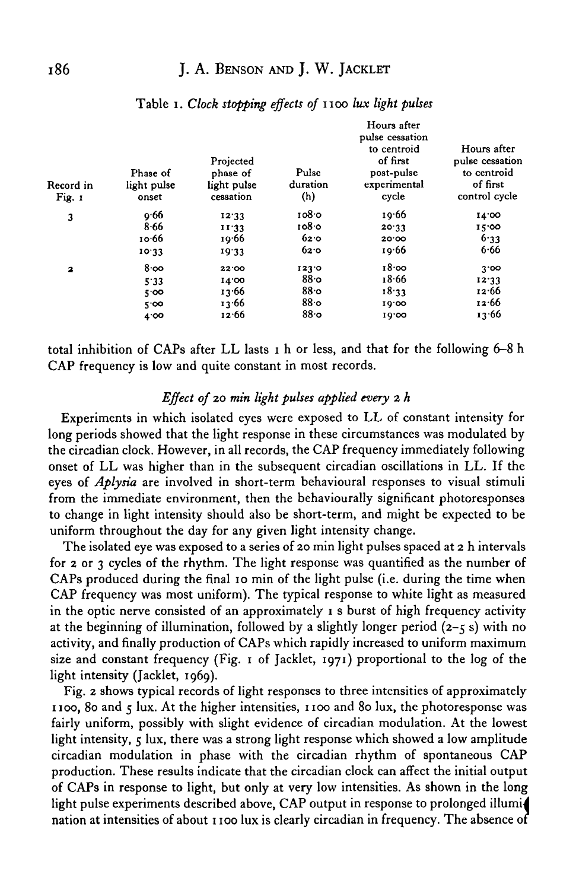Table 1. *Clock stopping effects of* 1100 *lux light pulses*

| Record in Fig. 1 | Phase of light pulse onset | Projected phase of light pulse cessation | Pulse duration (h) | Hours after pulse cessation to centroid of first post-pulse experimental cycle | Hours after pulse cessation to centroid of first control cycle |
|---|---|---|---|---|---|
| 3 | 9·66 | 12·33 | 108·0 | 19·66 | 14·00 |
| | 8·66 | 11·33 | 108·0 | 20·33 | 15·00 |
| | 10·66 | 19·66 | 62·0 | 20·00 | 6·33 |
| | 10·33 | 19·33 | 62·0 | 19·66 | 6·66 |
| 2 | 8·00 | 22·00 | 123·0 | 18·00 | 3·00 |
| | 5·33 | 14·00 | 88·0 | 18·66 | 12·33 |
| | 5·00 | 13·66 | 88·0 | 18·33 | 12·66 |
| | 5·00 | 13·66 | 88·0 | 19·00 | 12·66 |
| | 4·00 | 12·66 | 88·0 | 19·00 | 13·66 |

total inhibition of CAPs after LL lasts 1 h or less, and that for the following 6–8 h CAP frequency is low and quite constant in most records.

### *Effect of 20 min light pulses applied every 2 h*

Experiments in which isolated eyes were exposed to LL of constant intensity for long periods showed that the light response in these circumstances was modulated by the circadian clock. However, in all records, the CAP frequency immediately following onset of LL was higher than in the subsequent circadian oscillations in LL. If the eyes of *Aplysia* are involved in short-term behavioural responses to visual stimuli from the immediate environment, then the behaviourally significant photoresponses to change in light intensity should also be short-term, and might be expected to be uniform throughout the day for any given light intensity change.

The isolated eye was exposed to a series of 20 min light pulses spaced at 2 h intervals for 2 or 3 cycles of the rhythm. The light response was quantified as the number of CAPs produced during the final 10 min of the light pulse (i.e. during the time when CAP frequency was most uniform). The typical response to white light as measured in the optic nerve consisted of an approximately 1 s burst of high frequency activity at the beginning of illumination, followed by a slightly longer period (2–5 s) with no activity, and finally production of CAPs which rapidly increased to uniform maximum size and constant frequency (Fig. 1 of Jacklet, 1971) proportional to the log of the light intensity (Jacklet, 1969).

Fig. 2 shows typical records of light responses to three intensities of approximately 1100, 80 and 5 lux. At the higher intensities, 1100 and 80 lux, the photoresponse was fairly uniform, possibly with slight evidence of circadian modulation. At the lowest light intensity, 5 lux, there was a strong light response which showed a low amplitude circadian modulation in phase with the circadian rhythm of spontaneous CAP production. These results indicate that the circadian clock can affect the initial output of CAPs in response to light, but only at very low intensities. As shown in the long light pulse experiments described above, CAP output in response to prolonged illumination at intensities of about 1100 lux is clearly circadian in frequency. The absence of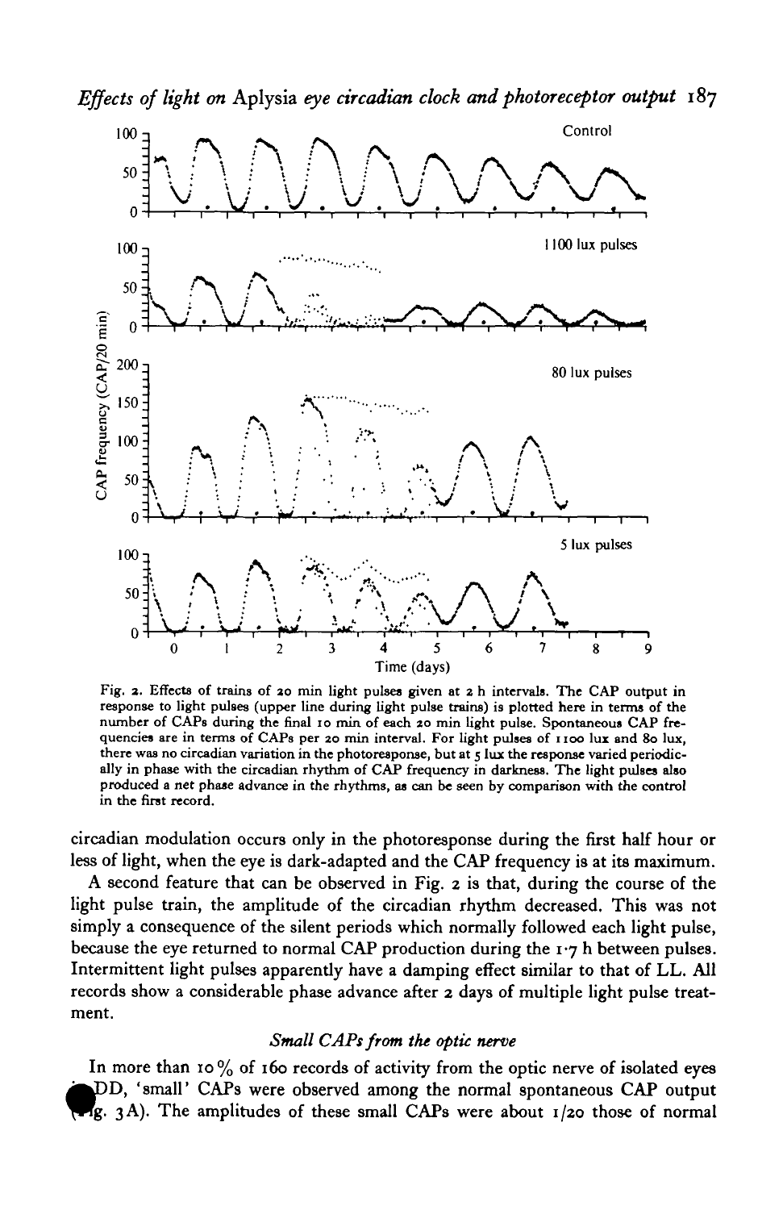Fig. 2. Effects of trains of 20 min light pulses given at 2 h intervals. The CAP output in response to light pulses (upper line during light pulse trains) is plotted here in terms of the number of CAPs during the final 10 min of each 20 min light pulse. Spontaneous CAP frequencies are in terms of CAPs per 20 min interval. For light pulses of 1100 lux and 80 lux, there was no circadian variation in the photoresponse, but at 5 lux the response varied periodically in phase with the circadian rhythm of CAP frequency in darkness. The light pulses also produced a net phase advance in the rhythms, as can be seen by comparison with the control in the first record.

circadian modulation occurs only in the photoresponse during the first half hour or less of light, when the eye is dark-adapted and the CAP frequency is at its maximum.

A second feature that can be observed in Fig. 2 is that, during the course of the light pulse train, the amplitude of the circadian rhythm decreased. This was not simply a consequence of the silent periods which normally followed each light pulse, because the eye returned to normal CAP production during the 1·7 h between pulses. Intermittent light pulses apparently have a damping effect similar to that of LL. All records show a considerable phase advance after 2 days of multiple light pulse treatment.

### *Small CAPs from the optic nerve*

In more than 10% of 160 records of activity from the optic nerve of isolated eyes in DD, 'small' CAPs were observed among the normal spontaneous CAP output (Fig. 3A). The amplitudes of these small CAPs were about 1/20 those of normal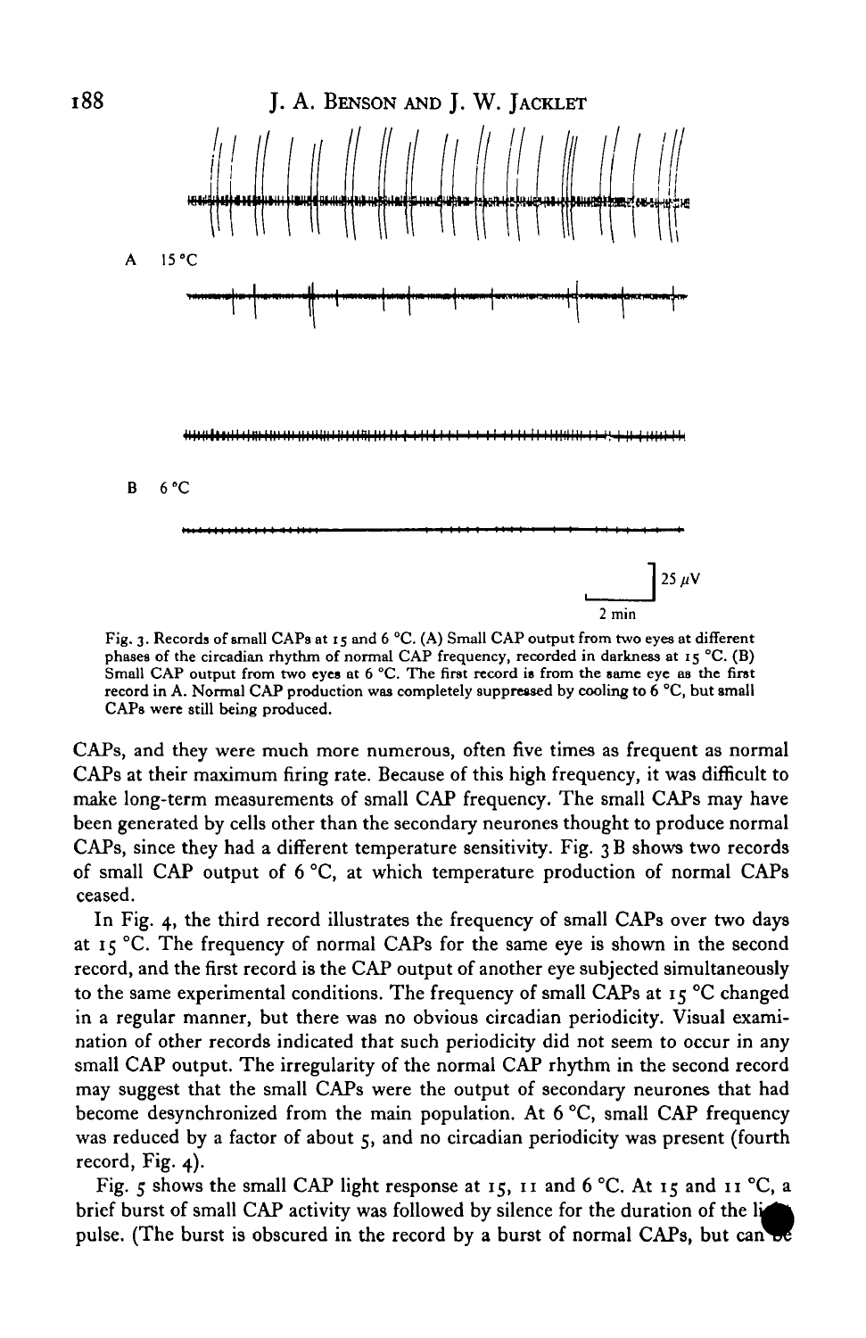Fig. 3. Records of small CAPs at 15 and 6 °C. (A) Small CAP output from two eyes at different phases of the circadian rhythm of normal CAP frequency, recorded in darkness at 15 °C. (B) Small CAP output from two eyes at 6 °C. The first record is from the same eye as the first record in A. Normal CAP production was completely suppressed by cooling to 6 °C, but small CAPs were still being produced.

CAPs, and they were much more numerous, often five times as frequent as normal CAPs at their maximum firing rate. Because of this high frequency, it was difficult to make long-term measurements of small CAP frequency. The small CAPs may have been generated by cells other than the secondary neurones thought to produce normal CAPs, since they had a different temperature sensitivity. Fig. 3B shows two records of small CAP output of 6 °C, at which temperature production of normal CAPs ceased.

In Fig. 4, the third record illustrates the frequency of small CAPs over two days at 15 °C. The frequency of normal CAPs for the same eye is shown in the second record, and the first record is the CAP output of another eye subjected simultaneously to the same experimental conditions. The frequency of small CAPs at 15 °C changed in a regular manner, but there was no obvious circadian periodicity. Visual examination of other records indicated that such periodicity did not seem to occur in any small CAP output. The irregularity of the normal CAP rhythm in the second record may suggest that the small CAPs were the output of secondary neurones that had become desynchronized from the main population. At 6 °C, small CAP frequency was reduced by a factor of about 5, and no circadian periodicity was present (fourth record, Fig. 4).

Fig. 5 shows the small CAP light response at 15, 11 and 6 °C. At 15 and 11 °C, a brief burst of small CAP activity was followed by silence for the duration of the light pulse. (The burst is obscured in the record by a burst of normal CAPs, but can be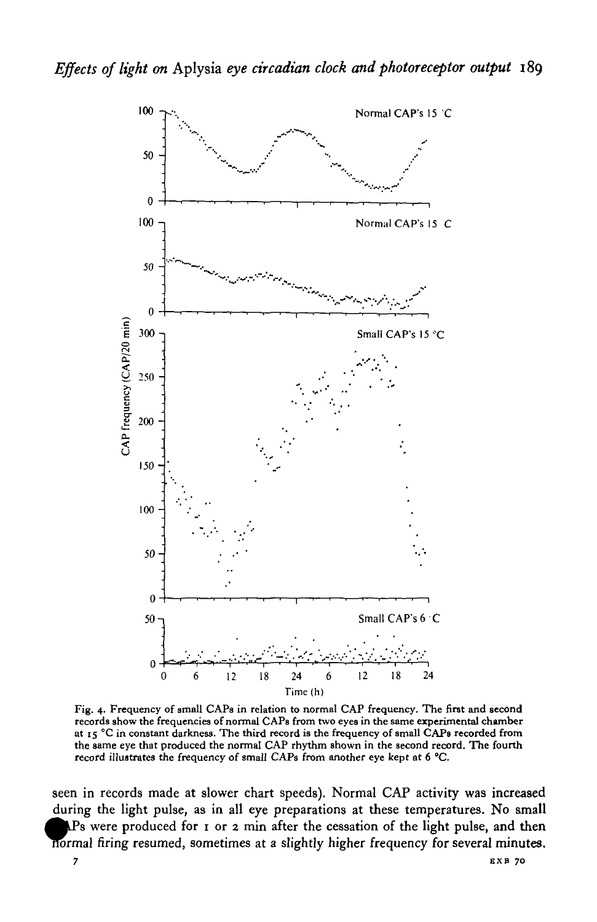Fig. 4. Frequency of small CAPs in relation to normal CAP frequency. The first and second records show the frequencies of normal CAPs from two eyes in the same experimental chamber at 15 °C in constant darkness. The third record is the frequency of small CAPs recorded from the same eye that produced the normal CAP rhythm shown in the second record. The fourth record illustrates the frequency of small CAPs from another eye kept at 6 °C.

seen in records made at slower chart speeds). Normal CAP activity was increased during the light pulse, as in all eye preparations at these temperatures. No small CAPs were produced for 1 or 2 min after the cessation of the light pulse, and then normal firing resumed, sometimes at a slightly higher frequency for several minutes.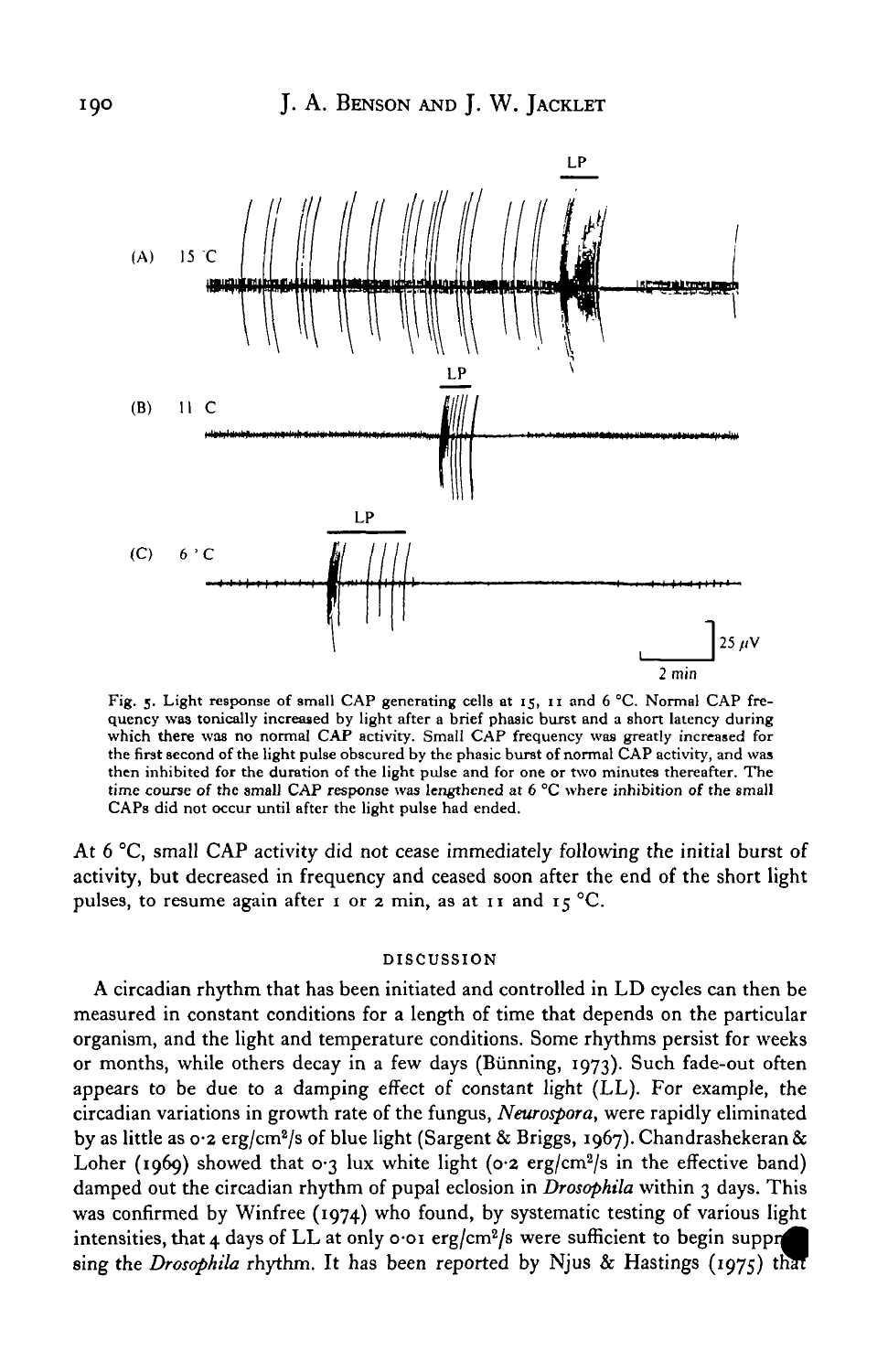Fig. 5. Light response of small CAP generating cells at 15, 11 and 6 °C. Normal CAP frequency was tonically increased by light after a brief phasic burst and a short latency during which there was no normal CAP activity. Small CAP frequency was greatly increased for the first second of the light pulse obscured by the phasic burst of normal CAP activity, and was then inhibited for the duration of the light pulse and for one or two minutes thereafter. The time course of the small CAP response was lengthened at 6 °C where inhibition of the small CAPs did not occur until after the light pulse had ended.

At 6 °C, small CAP activity did not cease immediately following the initial burst of activity, but decreased in frequency and ceased soon after the end of the short light pulses, to resume again after 1 or 2 min, as at 11 and 15 °C.

## DISCUSSION

A circadian rhythm that has been initiated and controlled in LD cycles can then be measured in constant conditions for a length of time that depends on the particular organism, and the light and temperature conditions. Some rhythms persist for weeks or months, while others decay in a few days (Bünning, 1973). Such fade-out often appears to be due to a damping effect of constant light (LL). For example, the circadian variations in growth rate of the fungus, *Neurospora*, were rapidly eliminated by as little as 0·2 erg/cm$^2$/s of blue light (Sargent & Briggs, 1967). Chandrashekeran & Loher (1969) showed that 0·3 lux white light (0·2 erg/cm$^2$/s in the effective band) damped out the circadian rhythm of pupal eclosion in *Drosophila* within 3 days. This was confirmed by Winfree (1974) who found, by systematic testing of various light intensities, that 4 days of LL at only 0·01 erg/cm$^2$/s were sufficient to begin suppressing the *Drosophila* rhythm. It has been reported by Njus & Hastings (1975) that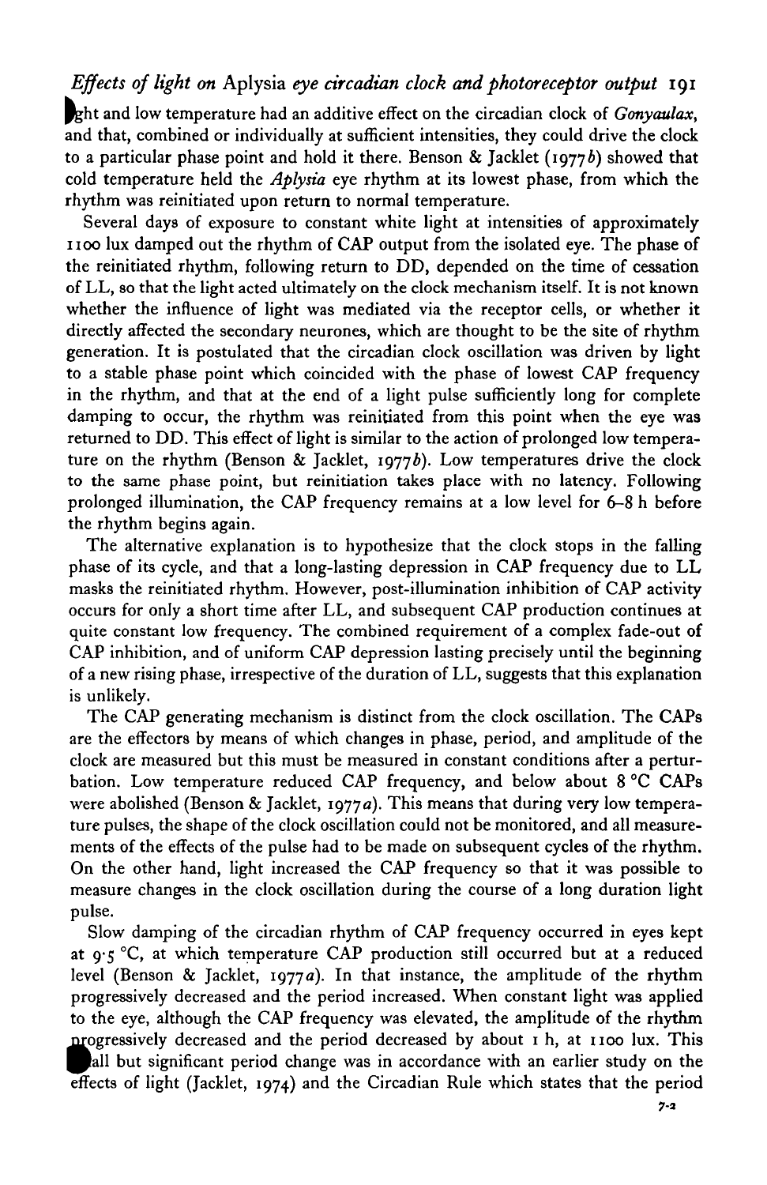light and low temperature had an additive effect on the circadian clock of *Gonyaulax*, and that, combined or individually at sufficient intensities, they could drive the clock to a particular phase point and hold it there. Benson & Jacklet (1977*b*) showed that cold temperature held the *Aplysia* eye rhythm at its lowest phase, from which the rhythm was reinitiated upon return to normal temperature.

Several days of exposure to constant white light at intensities of approximately 1100 lux damped out the rhythm of CAP output from the isolated eye. The phase of the reinitiated rhythm, following return to DD, depended on the time of cessation of LL, so that the light acted ultimately on the clock mechanism itself. It is not known whether the influence of light was mediated via the receptor cells, or whether it directly affected the secondary neurones, which are thought to be the site of rhythm generation. It is postulated that the circadian clock oscillation was driven by light to a stable phase point which coincided with the phase of lowest CAP frequency in the rhythm, and that at the end of a light pulse sufficiently long for complete damping to occur, the rhythm was reinitiated from this point when the eye was returned to DD. This effect of light is similar to the action of prolonged low temperature on the rhythm (Benson & Jacklet, 1977*b*). Low temperatures drive the clock to the same phase point, but reinitiation takes place with no latency. Following prolonged illumination, the CAP frequency remains at a low level for 6–8 h before the rhythm begins again.

The alternative explanation is to hypothesize that the clock stops in the falling phase of its cycle, and that a long-lasting depression in CAP frequency due to LL masks the reinitiated rhythm. However, post-illumination inhibition of CAP activity occurs for only a short time after LL, and subsequent CAP production continues at quite constant low frequency. The combined requirement of a complex fade-out of CAP inhibition, and of uniform CAP depression lasting precisely until the beginning of a new rising phase, irrespective of the duration of LL, suggests that this explanation is unlikely.

The CAP generating mechanism is distinct from the clock oscillation. The CAPs are the effectors by means of which changes in phase, period, and amplitude of the clock are measured but this must be measured in constant conditions after a perturbation. Low temperature reduced CAP frequency, and below about 8 °C CAPs were abolished (Benson & Jacklet, 1977*a*). This means that during very low temperature pulses, the shape of the clock oscillation could not be monitored, and all measurements of the effects of the pulse had to be made on subsequent cycles of the rhythm. On the other hand, light increased the CAP frequency so that it was possible to measure changes in the clock oscillation during the course of a long duration light pulse.

Slow damping of the circadian rhythm of CAP frequency occurred in eyes kept at 9·5 °C, at which temperature CAP production still occurred but at a reduced level (Benson & Jacklet, 1977*a*). In that instance, the amplitude of the rhythm progressively decreased and the period increased. When constant light was applied to the eye, although the CAP frequency was elevated, the amplitude of the rhythm progressively decreased and the period decreased by about 1 h, at 1100 lux. This small but significant period change was in accordance with an earlier study on the effects of light (Jacklet, 1974) and the Circadian Rule which states that the period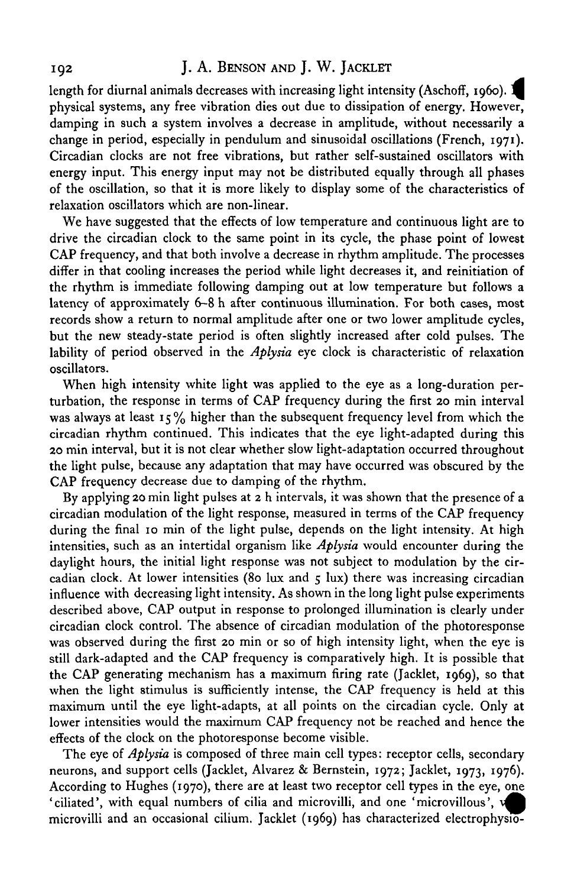length for diurnal animals decreases with increasing light intensity (Aschoff, 1960). In physical systems, any free vibration dies out due to dissipation of energy. However, damping in such a system involves a decrease in amplitude, without necessarily a change in period, especially in pendulum and sinusoidal oscillations (French, 1971). Circadian clocks are not free vibrations, but rather self-sustained oscillators with energy input. This energy input may not be distributed equally through all phases of the oscillation, so that it is more likely to display some of the characteristics of relaxation oscillators which are non-linear.

We have suggested that the effects of low temperature and continuous light are to drive the circadian clock to the same point in its cycle, the phase point of lowest CAP frequency, and that both involve a decrease in rhythm amplitude. The processes differ in that cooling increases the period while light decreases it, and reinitiation of the rhythm is immediate following damping out at low temperature but follows a latency of approximately 6–8 h after continuous illumination. For both cases, most records show a return to normal amplitude after one or two lower amplitude cycles, but the new steady-state period is often slightly increased after cold pulses. The lability of period observed in the *Aplysia* eye clock is characteristic of relaxation oscillators.

When high intensity white light was applied to the eye as a long-duration perturbation, the response in terms of CAP frequency during the first 20 min interval was always at least 15% higher than the subsequent frequency level from which the circadian rhythm continued. This indicates that the eye light-adapted during this 20 min interval, but it is not clear whether slow light-adaptation occurred throughout the light pulse, because any adaptation that may have occurred was obscured by the CAP frequency decrease due to damping of the rhythm.

By applying 20 min light pulses at 2 h intervals, it was shown that the presence of a circadian modulation of the light response, measured in terms of the CAP frequency during the final 10 min of the light pulse, depends on the light intensity. At high intensities, such as an intertidal organism like *Aplysia* would encounter during the daylight hours, the initial light response was not subject to modulation by the circadian clock. At lower intensities (80 lux and 5 lux) there was increasing circadian influence with decreasing light intensity. As shown in the long light pulse experiments described above, CAP output in response to prolonged illumination is clearly under circadian clock control. The absence of circadian modulation of the photoresponse was observed during the first 20 min or so of high intensity light, when the eye is still dark-adapted and the CAP frequency is comparatively high. It is possible that the CAP generating mechanism has a maximum firing rate (Jacklet, 1969), so that when the light stimulus is sufficiently intense, the CAP frequency is held at this maximum until the eye light-adapts, at all points on the circadian cycle. Only at lower intensities would the maximum CAP frequency not be reached and hence the effects of the clock on the photoresponse become visible.

The eye of *Aplysia* is composed of three main cell types: receptor cells, secondary neurons, and support cells (Jacklet, Alvarez & Bernstein, 1972; Jacklet, 1973, 1976). According to Hughes (1970), there are at least two receptor cell types in the eye, one 'ciliated', with equal numbers of cilia and microvilli, and one 'microvillous', with microvilli and an occasional cilium. Jacklet (1969) has characterized electrophysio-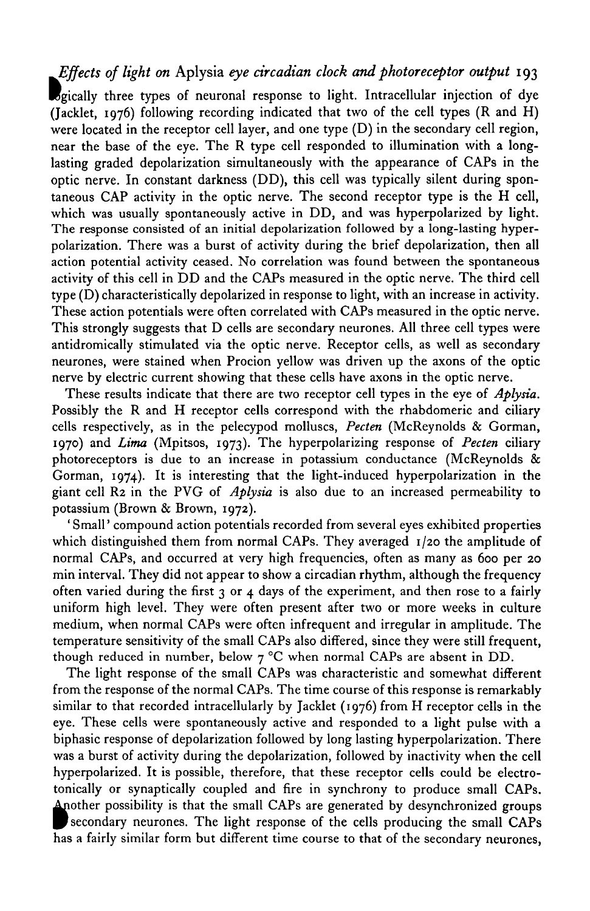logically three types of neuronal response to light. Intracellular injection of dye (Jacklet, 1976) following recording indicated that two of the cell types (R and H) were located in the receptor cell layer, and one type (D) in the secondary cell region, near the base of the eye. The R type cell responded to illumination with a long-lasting graded depolarization simultaneously with the appearance of CAPs in the optic nerve. In constant darkness (DD), this cell was typically silent during spontaneous CAP activity in the optic nerve. The second receptor type is the H cell, which was usually spontaneously active in DD, and was hyperpolarized by light. The response consisted of an initial depolarization followed by a long-lasting hyperpolarization. There was a burst of activity during the brief depolarization, then all action potential activity ceased. No correlation was found between the spontaneous activity of this cell in DD and the CAPs measured in the optic nerve. The third cell type (D) characteristically depolarized in response to light, with an increase in activity. These action potentials were often correlated with CAPs measured in the optic nerve. This strongly suggests that D cells are secondary neurones. All three cell types were antidromically stimulated via the optic nerve. Receptor cells, as well as secondary neurones, were stained when Procion yellow was driven up the axons of the optic nerve by electric current showing that these cells have axons in the optic nerve.

These results indicate that there are two receptor cell types in the eye of *Aplysia*. Possibly the R and H receptor cells correspond with the rhabdomeric and ciliary cells respectively, as in the pelecypod molluscs, *Pecten* (McReynolds & Gorman, 1970) and *Lima* (Mpitsos, 1973). The hyperpolarizing response of *Pecten* ciliary photoreceptors is due to an increase in potassium conductance (McReynolds & Gorman, 1974). It is interesting that the light-induced hyperpolarization in the giant cell R2 in the PVG of *Aplysia* is also due to an increased permeability to potassium (Brown & Brown, 1972).

'Small' compound action potentials recorded from several eyes exhibited properties which distinguished them from normal CAPs. They averaged 1/20 the amplitude of normal CAPs, and occurred at very high frequencies, often as many as 600 per 20 min interval. They did not appear to show a circadian rhythm, although the frequency often varied during the first 3 or 4 days of the experiment, and then rose to a fairly uniform high level. They were often present after two or more weeks in culture medium, when normal CAPs were often infrequent and irregular in amplitude. The temperature sensitivity of the small CAPs also differed, since they were still frequent, though reduced in number, below 7 °C when normal CAPs are absent in DD.

The light response of the small CAPs was characteristic and somewhat different from the response of the normal CAPs. The time course of this response is remarkably similar to that recorded intracellularly by Jacklet (1976) from H receptor cells in the eye. These cells were spontaneously active and responded to a light pulse with a biphasic response of depolarization followed by long lasting hyperpolarization. There was a burst of activity during the depolarization, followed by inactivity when the cell hyperpolarized. It is possible, therefore, that these receptor cells could be electrotonically or synaptically coupled and fire in synchrony to produce small CAPs. Another possibility is that the small CAPs are generated by desynchronized groups of secondary neurones. The light response of the cells producing the small CAPs has a fairly similar form but different time course to that of the secondary neurones,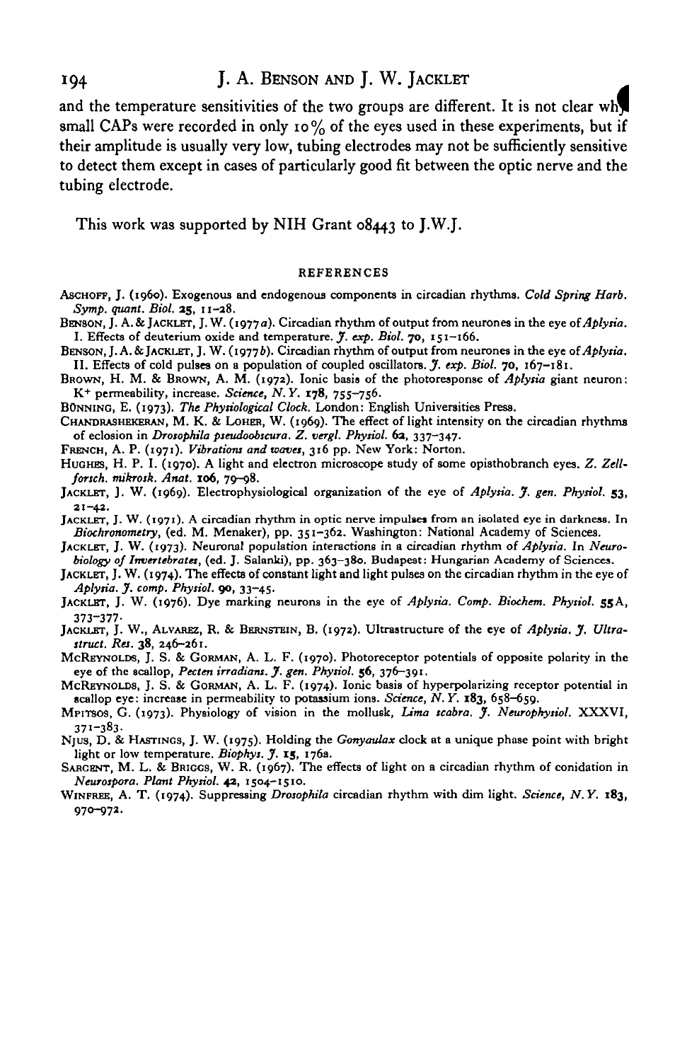and the temperature sensitivities of the two groups are different. It is not clear why small CAPs were recorded in only 10% of the eyes used in these experiments, but if their amplitude is usually very low, tubing electrodes may not be sufficiently sensitive to detect them except in cases of particularly good fit between the optic nerve and the tubing electrode.

This work was supported by NIH Grant 08443 to J.W.J.

## REFERENCES

ASCHOFF, J. (1960). Exogenous and endogenous components in circadian rhythms. *Cold Spring Harb. Symp. quant. Biol.* **25**, 11–28.

BENSON, J. A. & JACKLET, J. W. (1977*a*). Circadian rhythm of output from neurones in the eye of *Aplysia*. I. Effects of deuterium oxide and temperature. *J. exp. Biol.* **70**, 151–166.

BENSON, J. A. & JACKLET, J. W. (1977*b*). Circadian rhythm of output from neurones in the eye of *Aplysia*. II. Effects of cold pulses on a population of coupled oscillators. *J. exp. Biol.* **70**, 167–181.

BROWN, H. M. & BROWN, A. M. (1972). Ionic basis of the photoresponse of *Aplysia* giant neuron: $K^+$ permeability, increase. *Science, N.Y.* **178**, 755–756.

BÜNNING, E. (1973). *The Physiological Clock*. London: English Universities Press.

CHANDRASHEKERAN, M. K. & LOHER, W. (1969). The effect of light intensity on the circadian rhythms of eclosion in *Drosophila pseudoobscura*. *Z. vergl. Physiol.* **62**, 337–347.

FRENCH, A. P. (1971). *Vibrations and waves*, 316 pp. New York: Norton.

HUGHES, H. P. I. (1970). A light and electron microscope study of some opisthobranch eyes. *Z. Zellforsch. mikrosk. Anat.* **106**, 79–98.

JACKLET, J. W. (1969). Electrophysiological organization of the eye of *Aplysia*. *J. gen. Physiol.* **53**, 21–42.

JACKLET, J. W. (1971). A circadian rhythm in optic nerve impulses from an isolated eye in darkness. In *Biochronometry*, (ed. M. Menaker), pp. 351–362. Washington: National Academy of Sciences.

JACKLET, J. W. (1973). Neuronal population interactions in a circadian rhythm of *Aplysia*. In *Neurobiology of Invertebrates*, (ed. J. Salanki), pp. 363–380. Budapest: Hungarian Academy of Sciences.

JACKLET, J. W. (1974). The effects of constant light and light pulses on the circadian rhythm in the eye of *Aplysia*. *J. comp. Physiol.* **90**, 33–45.

JACKLET, J. W. (1976). Dye marking neurons in the eye of *Aplysia*. *Comp. Biochem. Physiol.* **55**A, 373–377.

JACKLET, J. W., ALVAREZ, R. & BERNSTEIN, B. (1972). Ultrastructure of the eye of *Aplysia*. *J. Ultrastruct. Res.* **38**, 246–261.

MCREYNOLDS, J. S. & GORMAN, A. L. F. (1970). Photoreceptor potentials of opposite polarity in the eye of the scallop, *Pecten irradians*. *J. gen. Physiol.* **56**, 376–391.

MCREYNOLDS, J. S. & GORMAN, A. L. F. (1974). Ionic basis of hyperpolarizing receptor potential in scallop eye: increase in permeability to potassium ions. *Science, N.Y.* **183**, 658–659.

MPITSOS, G. (1973). Physiology of vision in the mollusk, *Lima scabra*. *J. Neurophysiol.* XXXVI, 371–383.

NJUS, D. & HASTINGS, J. W. (1975). Holding the *Gonyaulax* clock at a unique phase point with bright light or low temperature. *Biophys. J.* **15**, 176a.

SARGENT, M. L. & BRIGGS, W. R. (1967). The effects of light on a circadian rhythm of conidation in *Neurospora*. *Plant Physiol.* **42**, 1504–1510.

WINFREE, A. T. (1974). Suppressing *Drosophila* circadian rhythm with dim light. *Science, N.Y.* **183**, 970–972.